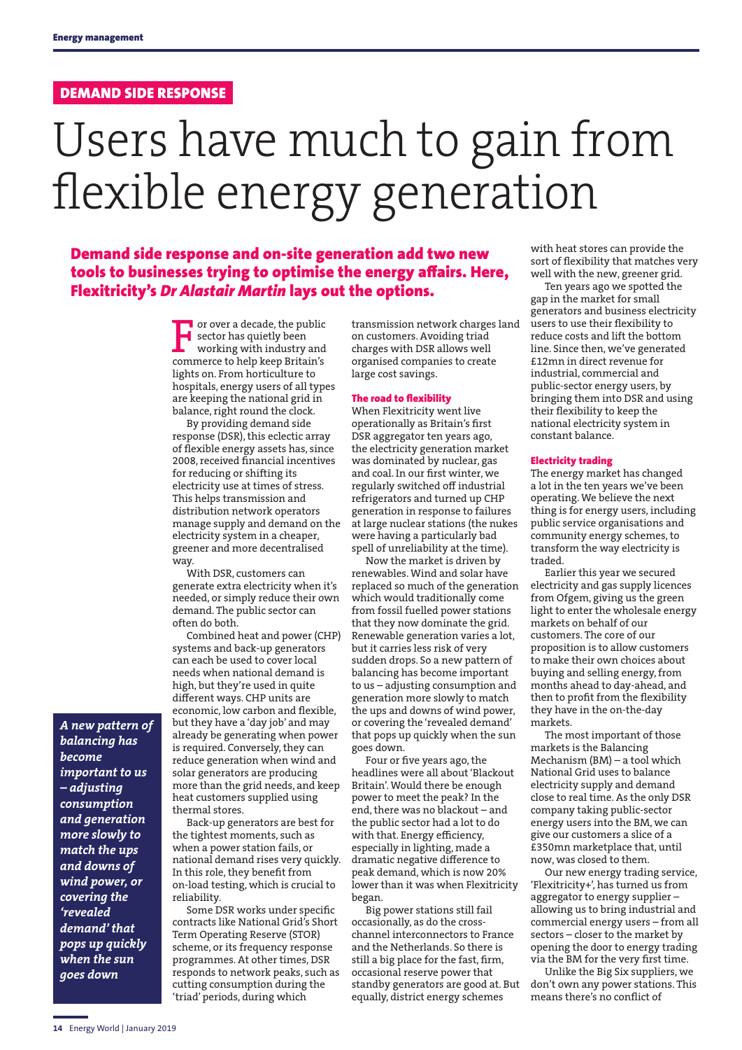DEMAND SIDE RESPONSE

# Users have much to gain from flexible energy generation

**Demand side response and on-site generation add two new tools to businesses trying to optimise the energy affairs. Here, Flexitricity's *Dr Alastair Martin* lays out the options.**

For over a decade, the public sector has quietly been working with industry and commerce to help keep Britain's lights on. From horticulture to hospitals, energy users of all types are keeping the national grid in balance, right round the clock.

By providing demand side response (DSR), this eclectic array of flexible energy assets has, since 2008, received financial incentives for reducing or shifting its electricity use at times of stress. This helps transmission and distribution network operators manage supply and demand on the electricity system in a cheaper, greener and more decentralised way.

With DSR, customers can generate extra electricity when it's needed, or simply reduce their own demand. The public sector can often do both.

Combined heat and power (CHP) systems and back-up generators can each be used to cover local needs when national demand is high, but they're used in quite different ways. CHP units are economic, low carbon and flexible, but they have a 'day job' and may already be generating when power is required. Conversely, they can reduce generation when wind and solar generators are producing more than the grid needs, and keep heat customers supplied using thermal stores.

Back-up generators are best for the tightest moments, such as when a power station fails, or national demand rises very quickly. In this role, they benefit from on-load testing, which is crucial to reliability.

Some DSR works under specific contracts like National Grid's Short Term Operating Reserve (STOR) scheme, or its frequency response programmes. At other times, DSR responds to network peaks, such as cutting consumption during the 'triad' periods, during which transmission network charges land on customers. Avoiding triad charges with DSR allows well organised companies to create large cost savings.

### The road to flexibility

When Flexitricity went live operationally as Britain's first DSR aggregator ten years ago, the electricity generation market was dominated by nuclear, gas and coal. In our first winter, we regularly switched off industrial refrigerators and turned up CHP generation in response to failures at large nuclear stations (the nukes were having a particularly bad spell of unreliability at the time).

Now the market is driven by renewables. Wind and solar have replaced so much of the generation which would traditionally come from fossil fuelled power stations that they now dominate the grid. Renewable generation varies a lot, but it carries less risk of very sudden drops. So a new pattern of balancing has become important to us – adjusting consumption and generation more slowly to match the ups and downs of wind power, or covering the 'revealed demand' that pops up quickly when the sun goes down.

> ***A new pattern of balancing has become important to us – adjusting consumption and generation more slowly to match the ups and downs of wind power, or covering the 'revealed demand' that pops up quickly when the sun goes down***

Four or five years ago, the headlines were all about 'Blackout Britain'. Would there be enough power to meet the peak? In the end, there was no blackout – and the public sector had a lot to do with that. Energy efficiency, especially in lighting, made a dramatic negative difference to peak demand, which is now 20% lower than it was when Flexitricity began.

Big power stations still fail occasionally, as do the cross-channel interconnectors to France and the Netherlands. So there is still a big place for the fast, firm, occasional reserve power that standby generators are good at. But equally, district energy schemes with heat stores can provide the sort of flexibility that matches very well with the new, greener grid.

Ten years ago we spotted the gap in the market for small generators and business electricity users to use their flexibility to reduce costs and lift the bottom line. Since then, we've generated £12mn in direct revenue for industrial, commercial and public-sector energy users, by bringing them into DSR and using their flexibility to keep the national electricity system in constant balance.

### Electricity trading

The energy market has changed a lot in the ten years we've been operating. We believe the next thing is for energy users, including public service organisations and community energy schemes, to transform the way electricity is traded.

Earlier this year we secured electricity and gas supply licences from Ofgem, giving us the green light to enter the wholesale energy markets on behalf of our customers. The core of our proposition is to allow customers to make their own choices about buying and selling energy, from months ahead to day-ahead, and then to profit from the flexibility they have in the on-the-day markets.

The most important of those markets is the Balancing Mechanism (BM) – a tool which National Grid uses to balance electricity supply and demand close to real time. As the only DSR company taking public-sector energy users into the BM, we can give our customers a slice of a £350mn marketplace that, until now, was closed to them.

Our new energy trading service, 'Flexitricity+', has turned us from aggregator to energy supplier – allowing us to bring industrial and commercial energy users – from all sectors – closer to the market by opening the door to energy trading via the BM for the very first time.

Unlike the Big Six suppliers, we don't own any power stations. This means there's no conflict of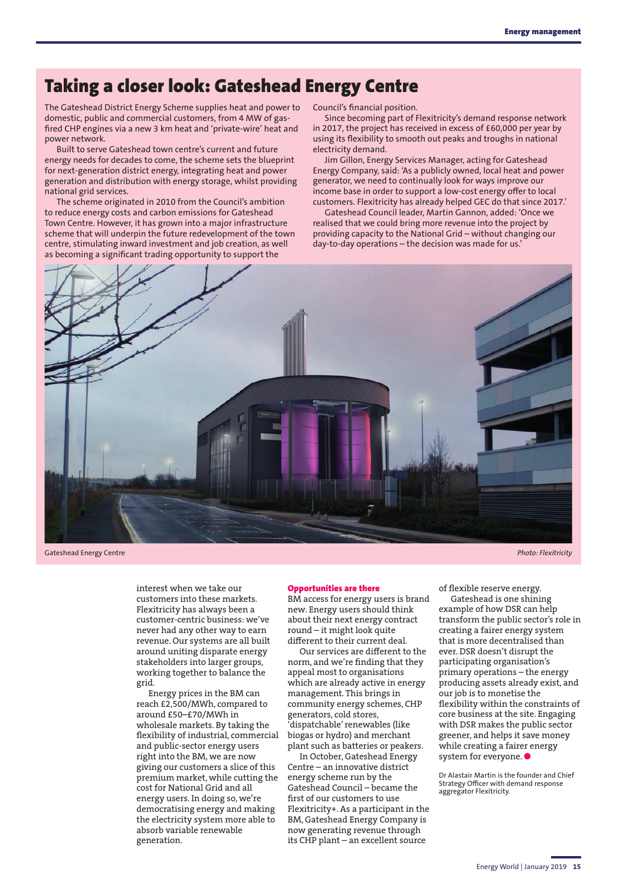## Taking a closer look: Gateshead Energy Centre

The Gateshead District Energy Scheme supplies heat and power to domestic, public and commercial customers, from 4 MW of gas-fired CHP engines via a new 3 km heat and 'private-wire' heat and power network.

Built to serve Gateshead town centre's current and future energy needs for decades to come, the scheme sets the blueprint for next-generation district energy, integrating heat and power generation and distribution with energy storage, whilst providing national grid services.

The scheme originated in 2010 from the Council's ambition to reduce energy costs and carbon emissions for Gateshead Town Centre. However, it has grown into a major infrastructure scheme that will underpin the future redevelopment of the town centre, stimulating inward investment and job creation, as well as becoming a significant trading opportunity to support the Council's financial position.

Since becoming part of Flexitricity's demand response network in 2017, the project has received in excess of £60,000 per year by using its flexibility to smooth out peaks and troughs in national electricity demand.

Jim Gillon, Energy Services Manager, acting for Gateshead Energy Company, said: 'As a publicly owned, local heat and power generator, we need to continually look for ways improve our income base in order to support a low-cost energy offer to local customers. Flexitricity has already helped GEC do that since 2017.'

Gateshead Council leader, Martin Gannon, added: 'Once we realised that we could bring more revenue into the project by providing capacity to the National Grid – without changing our day-to-day operations – the decision was made for us.'

Gateshead Energy Centre *Photo: Flexitricity*

interest when we take our customers into these markets. Flexitricity has always been a customer-centric business: we've never had any other way to earn revenue. Our systems are all built around uniting disparate energy stakeholders into larger groups, working together to balance the grid.

Energy prices in the BM can reach £2,500/MWh, compared to around £50–£70/MWh in wholesale markets. By taking the flexibility of industrial, commercial and public-sector energy users right into the BM, we are now giving our customers a slice of this premium market, while cutting the cost for National Grid and all energy users. In doing so, we're democratising energy and making the electricity system more able to absorb variable renewable generation.

### Opportunities are there

BM access for energy users is brand new. Energy users should think about their next energy contract round – it might look quite different to their current deal.

Our services are different to the norm, and we're finding that they appeal most to organisations which are already active in energy management. This brings in community energy schemes, CHP generators, cold stores, 'dispatchable' renewables (like biogas or hydro) and merchant plant such as batteries or peakers.

In October, Gateshead Energy Centre – an innovative district energy scheme run by the Gateshead Council – became the first of our customers to use Flexitricity+. As a participant in the BM, Gateshead Energy Company is now generating revenue through its CHP plant – an excellent source of flexible reserve energy.

Gateshead is one shining example of how DSR can help transform the public sector's role in creating a fairer energy system that is more decentralised than ever. DSR doesn't disrupt the participating organisation's primary operations – the energy producing assets already exist, and our job is to monetise the flexibility within the constraints of core business at the site. Engaging with DSR makes the public sector greener, and helps it save money while creating a fairer energy system for everyone. ●

Dr Alastair Martin is the founder and Chief Strategy Officer with demand response aggregator Flexitricity.